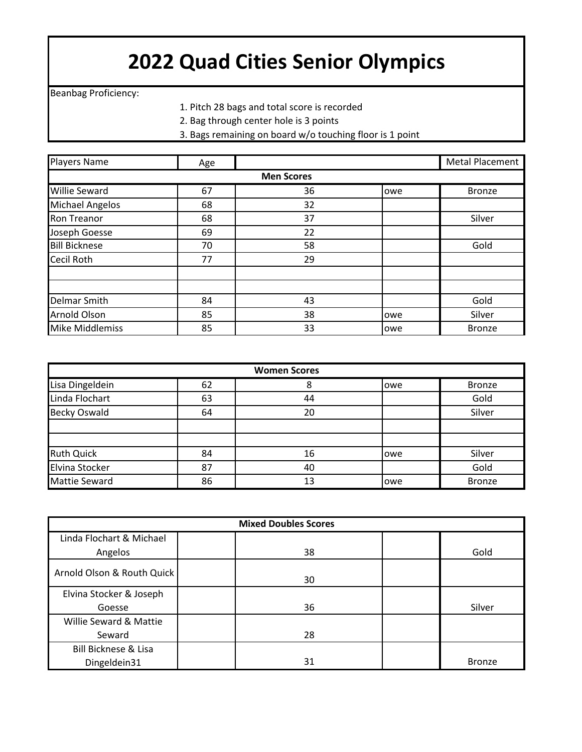# 2022 Quad Cities Senior Olympics

Beanbag Proficiency:

1. Pitch 28 bags and total score is recorded
2. Bag through center hole is 3 points
3. Bags remaining on board w/o touching floor is 1 point

| Players Name | Age | | | Metal Placement |
|---|---|---|---|---|
| **Men Scores** | | | | |
| Willie Seward | 67 | 36 | owe | Bronze |
| Michael Angelos | 68 | 32 | | |
| Ron Treanor | 68 | 37 | | Silver |
| Joseph Goesse | 69 | 22 | | |
| Bill Bicknese | 70 | 58 | | Gold |
| Cecil Roth | 77 | 29 | | |
| | | | | |
| | | | | |
| Delmar Smith | 84 | 43 | | Gold |
| Arnold Olson | 85 | 38 | owe | Silver |
| Mike Middlemiss | 85 | 33 | owe | Bronze |

| **Women Scores** | | | | |
|---|---|---|---|---|
| Lisa Dingeldein | 62 | 8 | owe | Bronze |
| Linda Flochart | 63 | 44 | | Gold |
| Becky Oswald | 64 | 20 | | Silver |
| | | | | |
| | | | | |
| Ruth Quick | 84 | 16 | owe | Silver |
| Elvina Stocker | 87 | 40 | | Gold |
| Mattie Seward | 86 | 13 | owe | Bronze |

| **Mixed Doubles Scores** | | | | |
|---|---|---|---|---|
| Linda Flochart & Michael Angelos | | 38 | | Gold |
| Arnold Olson & Routh Quick | | 30 | | |
| Elvina Stocker & Joseph Goesse | | 36 | | Silver |
| Willie Seward & Mattie Seward | | 28 | | |
| Bill Bicknese & Lisa Dingeldein31 | | 31 | | Bronze |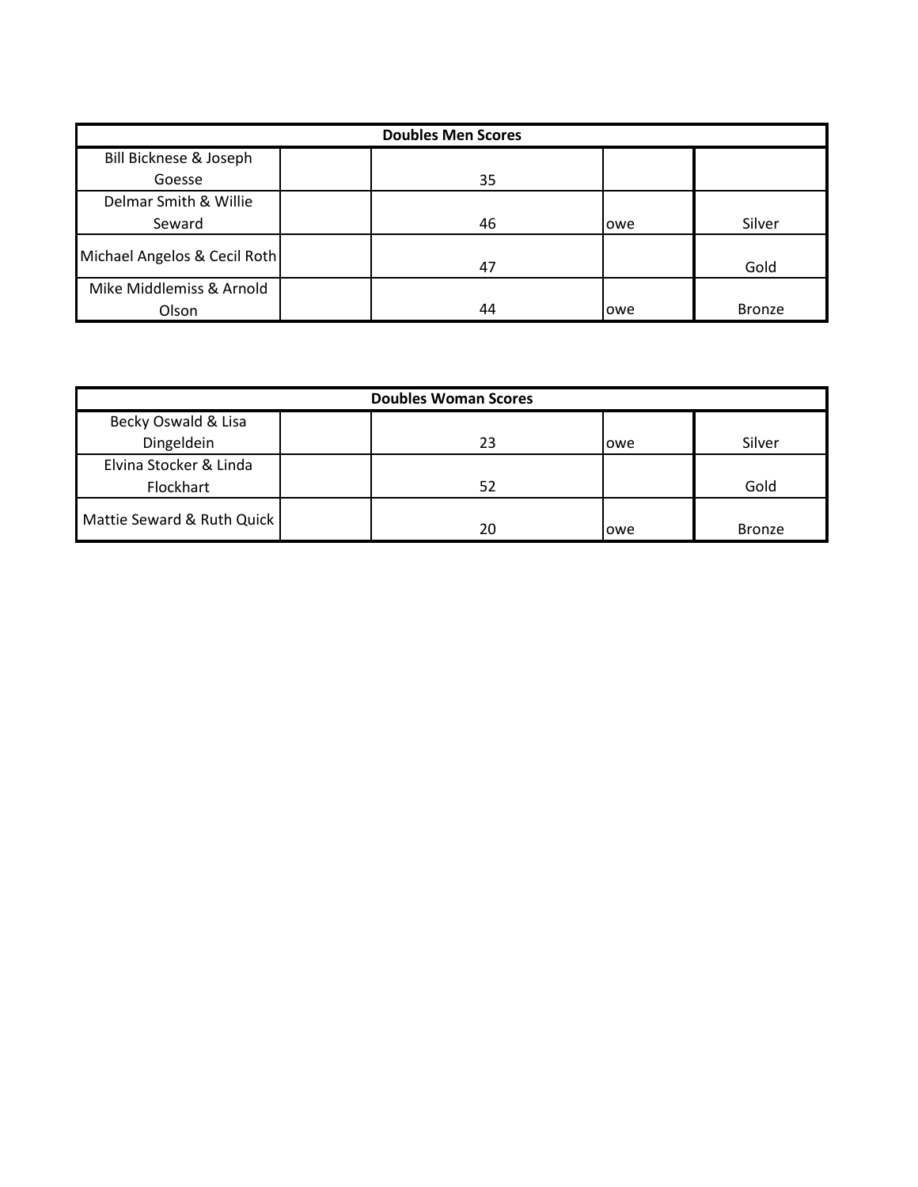| Doubles Men Scores | | | | |
|---|---|---|---|---|
| Bill Bicknese & Joseph Goesse | | 35 | | |
| Delmar Smith & Willie Seward | | 46 | owe | Silver |
| Michael Angelos & Cecil Roth | | 47 | | Gold |
| Mike Middlemiss & Arnold Olson | | 44 | owe | Bronze |

| Doubles Woman Scores | | | | |
|---|---|---|---|---|
| Becky Oswald & Lisa Dingeldein | | 23 | owe | Silver |
| Elvina Stocker & Linda Flockhart | | 52 | | Gold |
| Mattie Seward & Ruth Quick | | 20 | owe | Bronze |